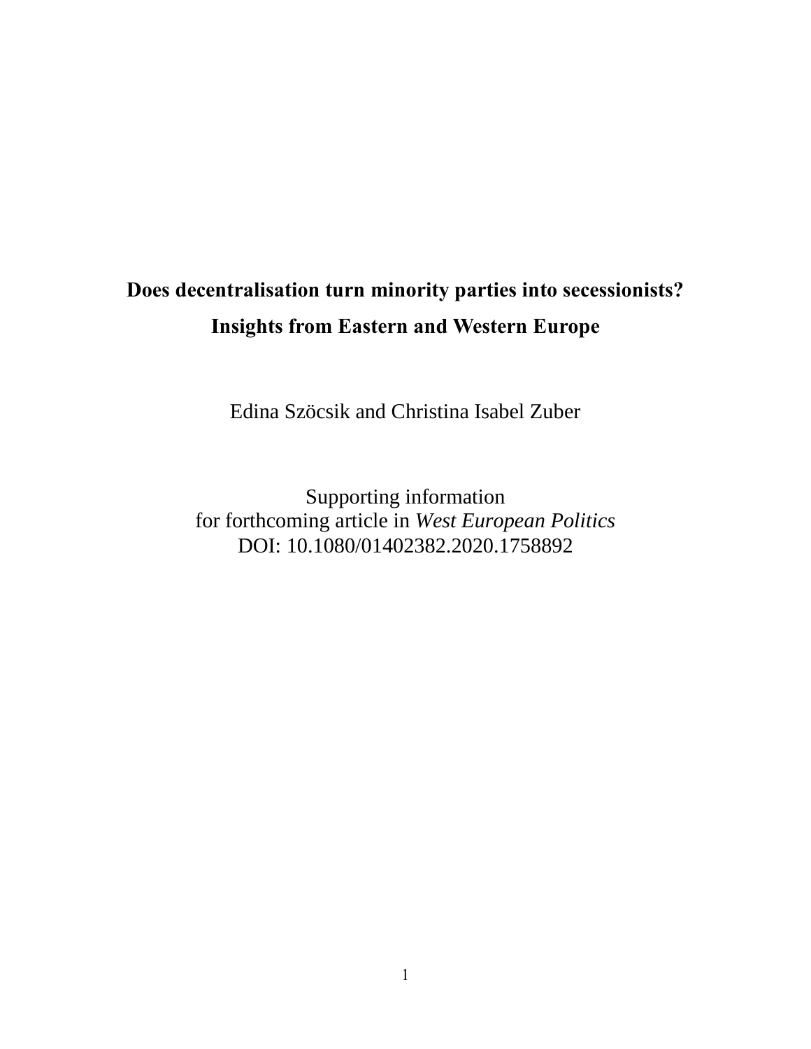# Does decentralisation turn minority parties into secessionists?
# Insights from Eastern and Western Europe

Edina Szöcsik and Christina Isabel Zuber

Supporting information
for forthcoming article in *West European Politics*
DOI: 10.1080/01402382.2020.1758892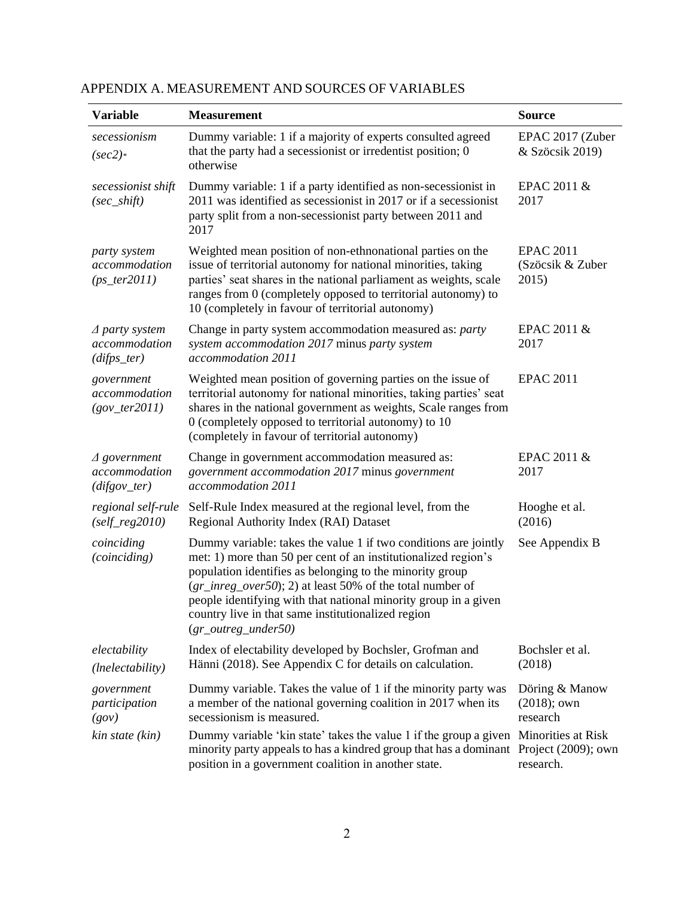## APPENDIX A. MEASUREMENT AND SOURCES OF VARIABLES

| Variable | Measurement | Source |
|---|---|---|
| *secessionism (sec2)\** | Dummy variable: 1 if a majority of experts consulted agreed that the party had a secessionist or irredentist position; 0 otherwise | EPAC 2017 (Zuber & Szöcsik 2019) |
| *secessionist shift (sec_shift)* | Dummy variable: 1 if a party identified as non-secessionist in 2011 was identified as secessionist in 2017 or if a secessionist party split from a non-secessionist party between 2011 and 2017 | EPAC 2011 & 2017 |
| *party system accommodation (ps_ter2011)* | Weighted mean position of non-ethnonational parties on the issue of territorial autonomy for national minorities, taking parties' seat shares in the national parliament as weights, scale ranges from 0 (completely opposed to territorial autonomy) to 10 (completely in favour of territorial autonomy) | EPAC 2011 (Szöcsik & Zuber 2015) |
| *Δ party system accommodation (difps_ter)* | Change in party system accommodation measured as: *party system accommodation 2017* minus *party system accommodation 2011* | EPAC 2011 & 2017 |
| *government accommodation (gov_ter2011)* | Weighted mean position of governing parties on the issue of territorial autonomy for national minorities, taking parties' seat shares in the national government as weights, Scale ranges from 0 (completely opposed to territorial autonomy) to 10 (completely in favour of territorial autonomy) | EPAC 2011 |
| *Δ government accommodation (difgov_ter)* | Change in government accommodation measured as: *government accommodation 2017* minus *government accommodation 2011* | EPAC 2011 & 2017 |
| *regional self-rule (self_reg2010)* | Self-Rule Index measured at the regional level, from the Regional Authority Index (RAI) Dataset | Hooghe et al. (2016) |
| *coinciding (coinciding)* | Dummy variable: takes the value 1 if two conditions are jointly met: 1) more than 50 per cent of an institutionalized region's population identifies as belonging to the minority group (*gr_inreg_over50*); 2) at least 50% of the total number of people identifying with that national minority group in a given country live in that same institutionalized region (*gr_outreg_under50)* | See Appendix B |
| *electability (lnelectability)* | Index of electability developed by Bochsler, Grofman and Hänni (2018). See Appendix C for details on calculation. | Bochsler et al. (2018) |
| *government participation (gov)* | Dummy variable. Takes the value of 1 if the minority party was a member of the national governing coalition in 2017 when its secessionism is measured. | Döring & Manow (2018); own research |
| *kin state (kin)* | Dummy variable 'kin state' takes the value 1 if the group a given minority party appeals to has a kindred group that has a dominant position in a government coalition in another state. | Minorities at Risk Project (2009); own research. |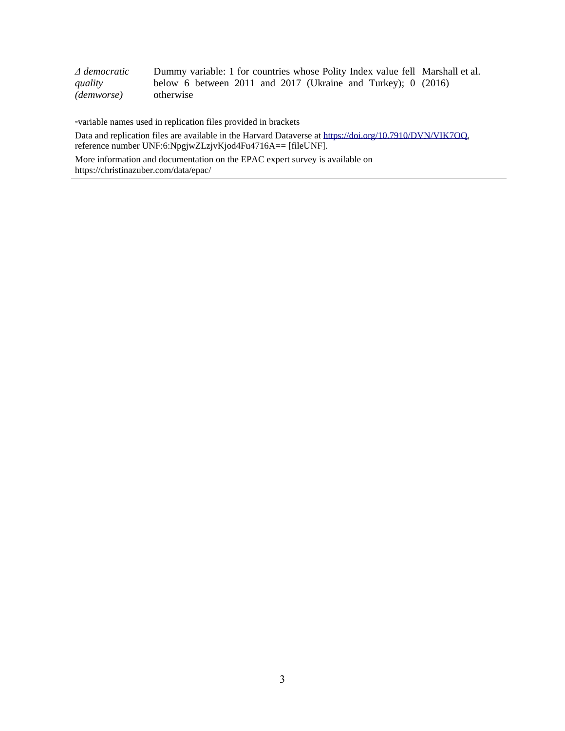| | | |
|---|---|---|
| *Δ democratic quality (demworse)* | Dummy variable: 1 for countries whose Polity Index value fell below 6 between 2011 and 2017 (Ukraine and Turkey); 0 otherwise | Marshall et al. (2016) |

*variable names used in replication files provided in brackets

Data and replication files are available in the Harvard Dataverse at https://doi.org/10.7910/DVN/VIK7OQ, reference number UNF:6:NpgjwZLzjvKjod4Fu4716A== [fileUNF].

More information and documentation on the EPAC expert survey is available on https://christinazuber.com/data/epac/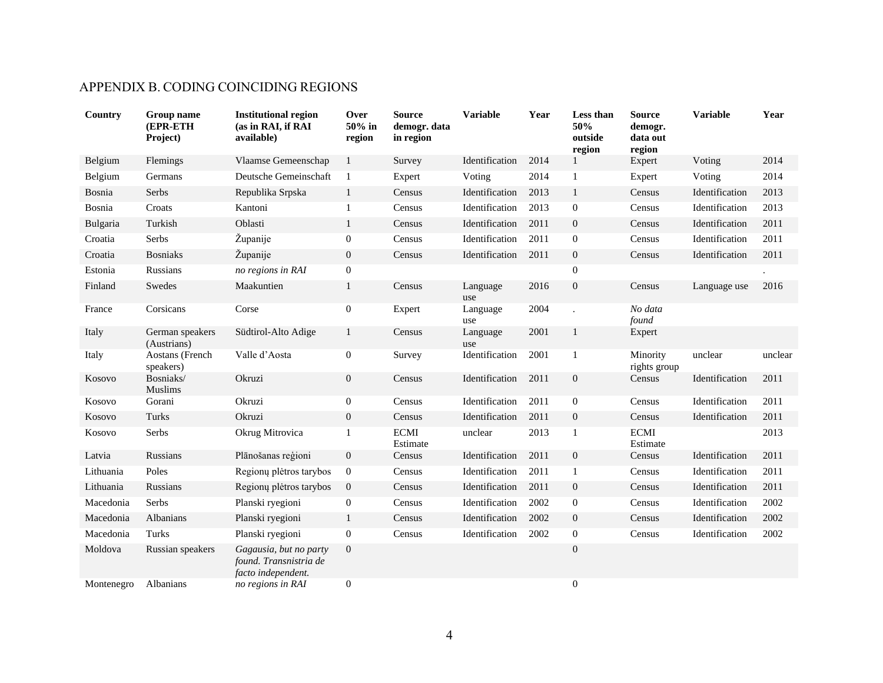## APPENDIX B. CODING COINCIDING REGIONS

| Country | Group name (EPR-ETH Project) | Institutional region (as in RAI, if RAI available) | Over 50% in region | Source demogr. data in region | Variable | Year | Less than 50% outside region | Source demogr. data out region | Variable | Year |
|---|---|---|---|---|---|---|---|---|---|---|
| Belgium | Flemings | Vlaamse Gemeenschap | 1 | Survey | Identification | 2014 | 1 | Expert | Voting | 2014 |
| Belgium | Germans | Deutsche Gemeinschaft | 1 | Expert | Voting | 2014 | 1 | Expert | Voting | 2014 |
| Bosnia | Serbs | Republika Srpska | 1 | Census | Identification | 2013 | 1 | Census | Identification | 2013 |
| Bosnia | Croats | Kantoni | 1 | Census | Identification | 2013 | 0 | Census | Identification | 2013 |
| Bulgaria | Turkish | Oblasti | 1 | Census | Identification | 2011 | 0 | Census | Identification | 2011 |
| Croatia | Serbs | Županije | 0 | Census | Identification | 2011 | 0 | Census | Identification | 2011 |
| Croatia | Bosniaks | Županije | 0 | Census | Identification | 2011 | 0 | Census | Identification | 2011 |
| Estonia | Russians | *no regions in RAI* | 0 | | | | 0 | | | . |
| Finland | Swedes | Maakuntien | 1 | Census | Language use | 2016 | 0 | Census | Language use | 2016 |
| France | Corsicans | Corse | 0 | Expert | Language use | 2004 | . | *No data found* | | |
| Italy | German speakers (Austrians) | Südtirol-Alto Adige | 1 | Census | Language use | 2001 | 1 | Expert | | |
| Italy | Aostans (French speakers) | Valle d'Aosta | 0 | Survey | Identification | 2001 | 1 | Minority rights group | unclear | unclear |
| Kosovo | Bosniaks/ Muslims | Okruzi | 0 | Census | Identification | 2011 | 0 | Census | Identification | 2011 |
| Kosovo | Gorani | Okruzi | 0 | Census | Identification | 2011 | 0 | Census | Identification | 2011 |
| Kosovo | Turks | Okruzi | 0 | Census | Identification | 2011 | 0 | Census | Identification | 2011 |
| Kosovo | Serbs | Okrug Mitrovica | 1 | ECMI Estimate | unclear | 2013 | 1 | ECMI Estimate | | 2013 |
| Latvia | Russians | Plānošanas reģioni | 0 | Census | Identification | 2011 | 0 | Census | Identification | 2011 |
| Lithuania | Poles | Regionų plėtros tarybos | 0 | Census | Identification | 2011 | 1 | Census | Identification | 2011 |
| Lithuania | Russians | Regionų plėtros tarybos | 0 | Census | Identification | 2011 | 0 | Census | Identification | 2011 |
| Macedonia | Serbs | Planski ryegioni | 0 | Census | Identification | 2002 | 0 | Census | Identification | 2002 |
| Macedonia | Albanians | Planski ryegioni | 1 | Census | Identification | 2002 | 0 | Census | Identification | 2002 |
| Macedonia | Turks | Planski ryegioni | 0 | Census | Identification | 2002 | 0 | Census | Identification | 2002 |
| Moldova | Russian speakers | *Gagausia, but no party found. Transnistria de facto independent.* | 0 | | | | 0 | | | |
| Montenegro | Albanians | *no regions in RAI* | 0 | | | | 0 | | | |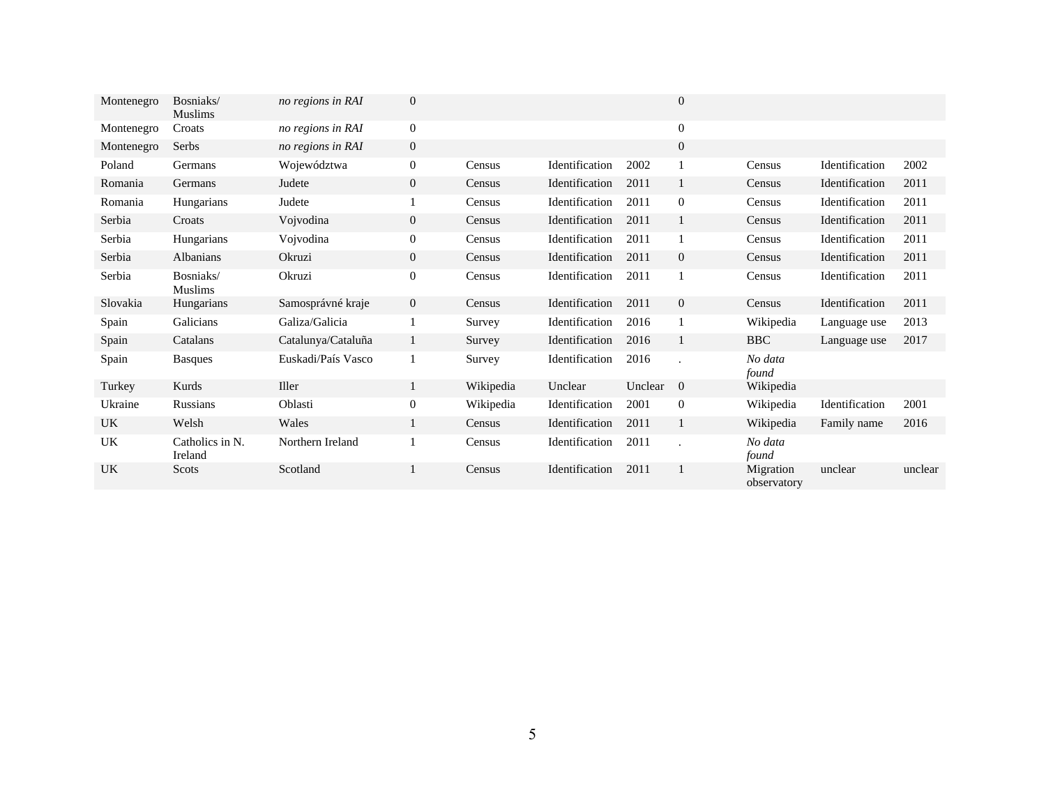| | | | | | | | | | | |
|---|---|---|---|---|---|---|---|---|---|---|
| Montenegro | Bosniaks/ Muslims | *no regions in RAI* | 0 | | | | 0 | | | |
| Montenegro | Croats | *no regions in RAI* | 0 | | | | 0 | | | |
| Montenegro | Serbs | *no regions in RAI* | 0 | | | | 0 | | | |
| Poland | Germans | Województwa | 0 | Census | Identification | 2002 | 1 | Census | Identification | 2002 |
| Romania | Germans | Judete | 0 | Census | Identification | 2011 | 1 | Census | Identification | 2011 |
| Romania | Hungarians | Judete | 1 | Census | Identification | 2011 | 0 | Census | Identification | 2011 |
| Serbia | Croats | Vojvodina | 0 | Census | Identification | 2011 | 1 | Census | Identification | 2011 |
| Serbia | Hungarians | Vojvodina | 0 | Census | Identification | 2011 | 1 | Census | Identification | 2011 |
| Serbia | Albanians | Okruzi | 0 | Census | Identification | 2011 | 0 | Census | Identification | 2011 |
| Serbia | Bosniaks/ Muslims | Okruzi | 0 | Census | Identification | 2011 | 1 | Census | Identification | 2011 |
| Slovakia | Hungarians | Samosprávné kraje | 0 | Census | Identification | 2011 | 0 | Census | Identification | 2011 |
| Spain | Galicians | Galiza/Galicia | 1 | Survey | Identification | 2016 | 1 | Wikipedia | Language use | 2013 |
| Spain | Catalans | Catalunya/Cataluña | 1 | Survey | Identification | 2016 | 1 | BBC | Language use | 2017 |
| Spain | Basques | Euskadi/País Vasco | 1 | Survey | Identification | 2016 | . | *No data found* | | |
| Turkey | Kurds | Iller | 1 | Wikipedia | Unclear | Unclear | 0 | Wikipedia | | |
| Ukraine | Russians | Oblasti | 0 | Wikipedia | Identification | 2001 | 0 | Wikipedia | Identification | 2001 |
| UK | Welsh | Wales | 1 | Census | Identification | 2011 | 1 | Wikipedia | Family name | 2016 |
| UK | Catholics in N. Ireland | Northern Ireland | 1 | Census | Identification | 2011 | . | *No data found* | | |
| UK | Scots | Scotland | 1 | Census | Identification | 2011 | 1 | Migration observatory | unclear | unclear |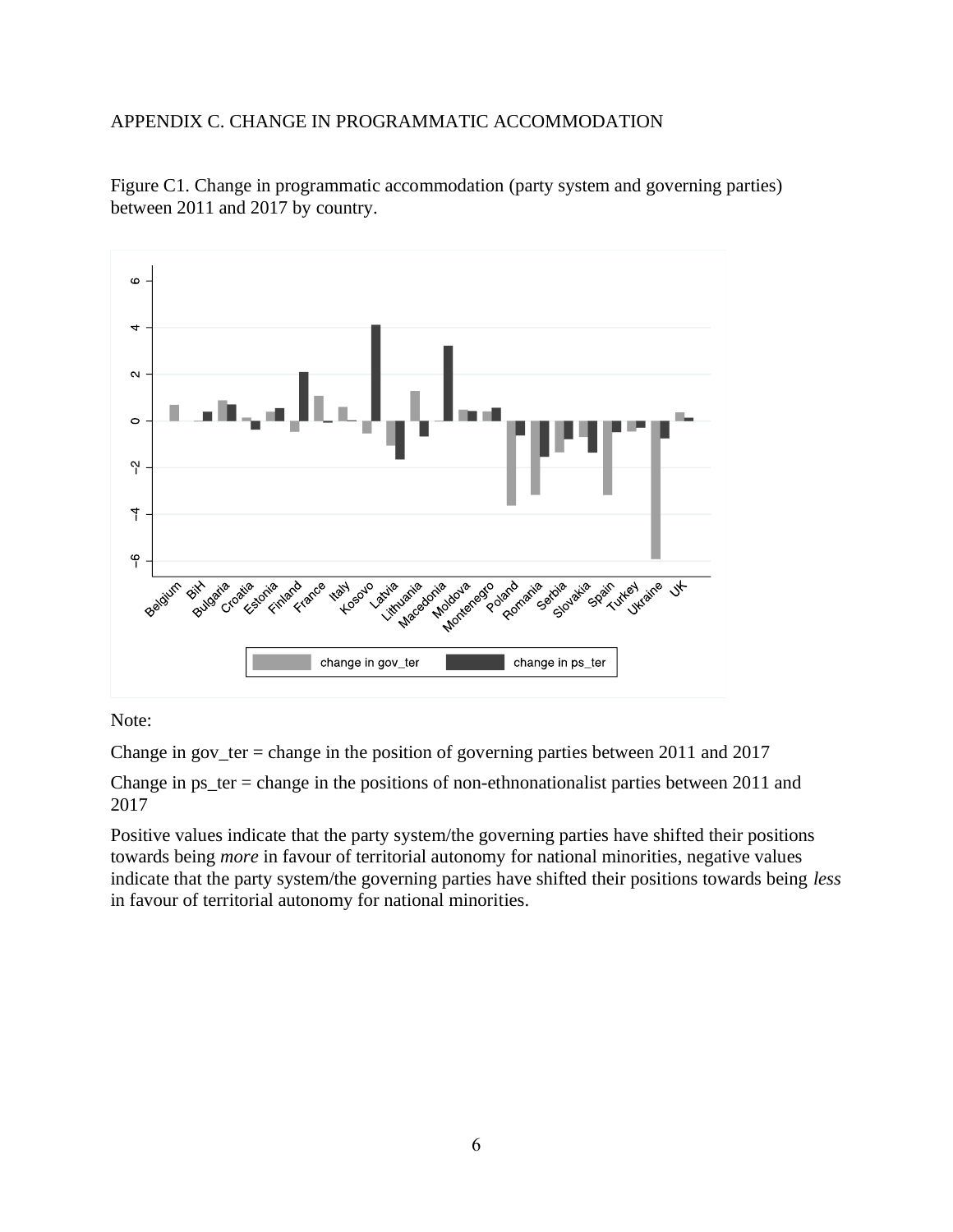## APPENDIX C. CHANGE IN PROGRAMMATIC ACCOMMODATION

Figure C1. Change in programmatic accommodation (party system and governing parties) between 2011 and 2017 by country.

Note:

Change in gov_ter = change in the position of governing parties between 2011 and 2017

Change in ps_ter = change in the positions of non-ethnonationalist parties between 2011 and 2017

Positive values indicate that the party system/the governing parties have shifted their positions towards being *more* in favour of territorial autonomy for national minorities, negative values indicate that the party system/the governing parties have shifted their positions towards being *less* in favour of territorial autonomy for national minorities.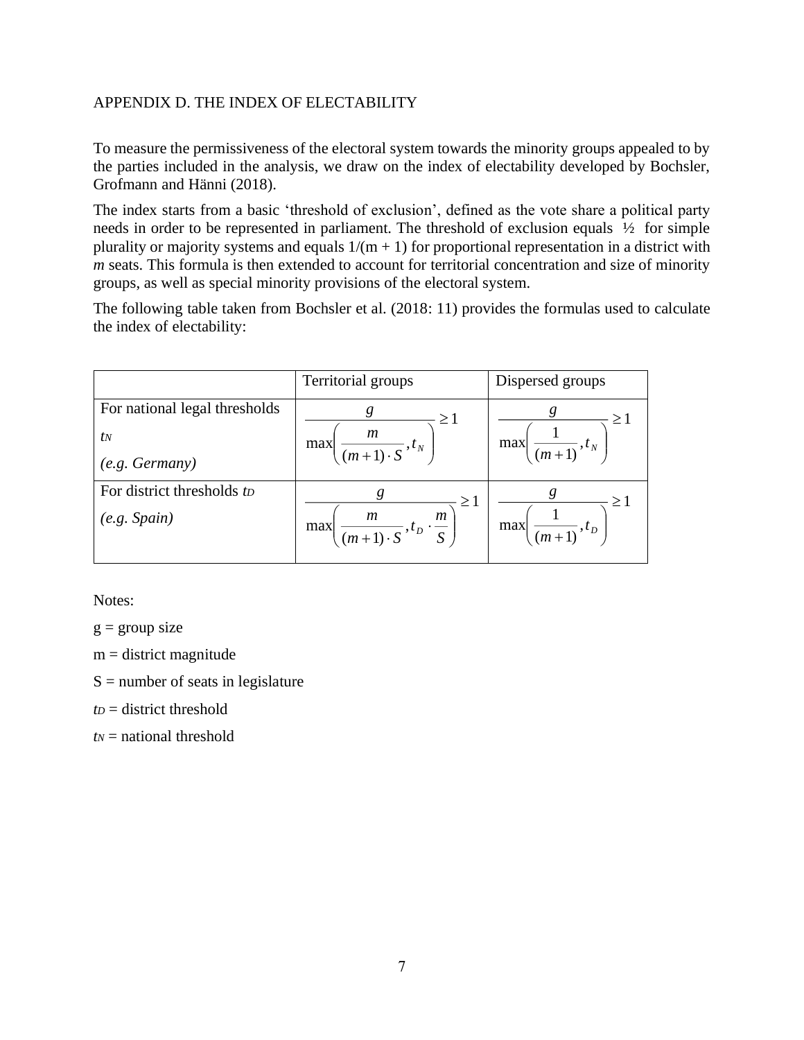APPENDIX D. THE INDEX OF ELECTABILITY

To measure the permissiveness of the electoral system towards the minority groups appealed to by the parties included in the analysis, we draw on the index of electability developed by Bochsler, Grofmann and Hänni (2018).

The index starts from a basic 'threshold of exclusion', defined as the vote share a political party needs in order to be represented in parliament. The threshold of exclusion equals ½ for simple plurality or majority systems and equals $1/(m + 1)$ for proportional representation in a district with *m* seats. This formula is then extended to account for territorial concentration and size of minority groups, as well as special minority provisions of the electoral system.

The following table taken from Bochsler et al. (2018: 11) provides the formulas used to calculate the index of electability:

| | Territorial groups | Dispersed groups |
|---|---|---|
| For national legal thresholds $t_N$ *(e.g. Germany)* | $\frac{g}{\max\left(\frac{m}{(m+1)\cdot S}, t_N\right)} \geq 1$ | $\frac{g}{\max\left(\frac{1}{(m+1)}, t_N\right)} \geq 1$ |
| For district thresholds $t_D$ *(e.g. Spain)* | $\frac{g}{\max\left(\frac{m}{(m+1)\cdot S}, t_D \cdot \frac{m}{S}\right)} \geq 1$ | $\frac{g}{\max\left(\frac{1}{(m+1)}, t_D\right)} \geq 1$ |

Notes:

g = group size

m = district magnitude

S = number of seats in legislature

$t_D$ = district threshold

$t_N$ = national threshold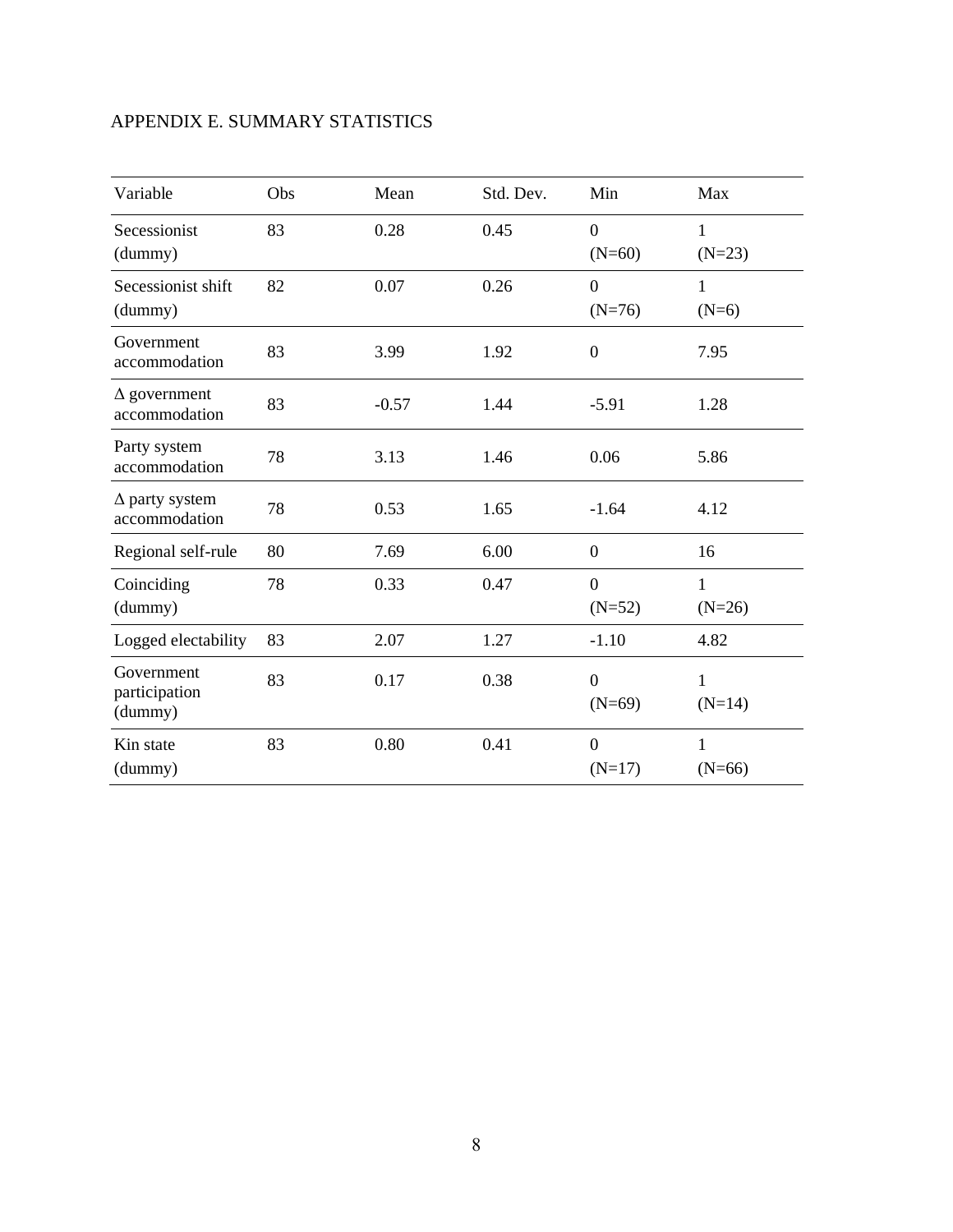## APPENDIX E. SUMMARY STATISTICS

| Variable | Obs | Mean | Std. Dev. | Min | Max |
|---|---|---|---|---|---|
| Secessionist (dummy) | 83 | 0.28 | 0.45 | 0 (N=60) | 1 (N=23) |
| Secessionist shift (dummy) | 82 | 0.07 | 0.26 | 0 (N=76) | 1 (N=6) |
| Government accommodation | 83 | 3.99 | 1.92 | 0 | 7.95 |
| $\Delta$ government accommodation | 83 | -0.57 | 1.44 | -5.91 | 1.28 |
| Party system accommodation | 78 | 3.13 | 1.46 | 0.06 | 5.86 |
| $\Delta$ party system accommodation | 78 | 0.53 | 1.65 | -1.64 | 4.12 |
| Regional self-rule | 80 | 7.69 | 6.00 | 0 | 16 |
| Coinciding (dummy) | 78 | 0.33 | 0.47 | 0 (N=52) | 1 (N=26) |
| Logged electability | 83 | 2.07 | 1.27 | -1.10 | 4.82 |
| Government participation (dummy) | 83 | 0.17 | 0.38 | 0 (N=69) | 1 (N=14) |
| Kin state (dummy) | 83 | 0.80 | 0.41 | 0 (N=17) | 1 (N=66) |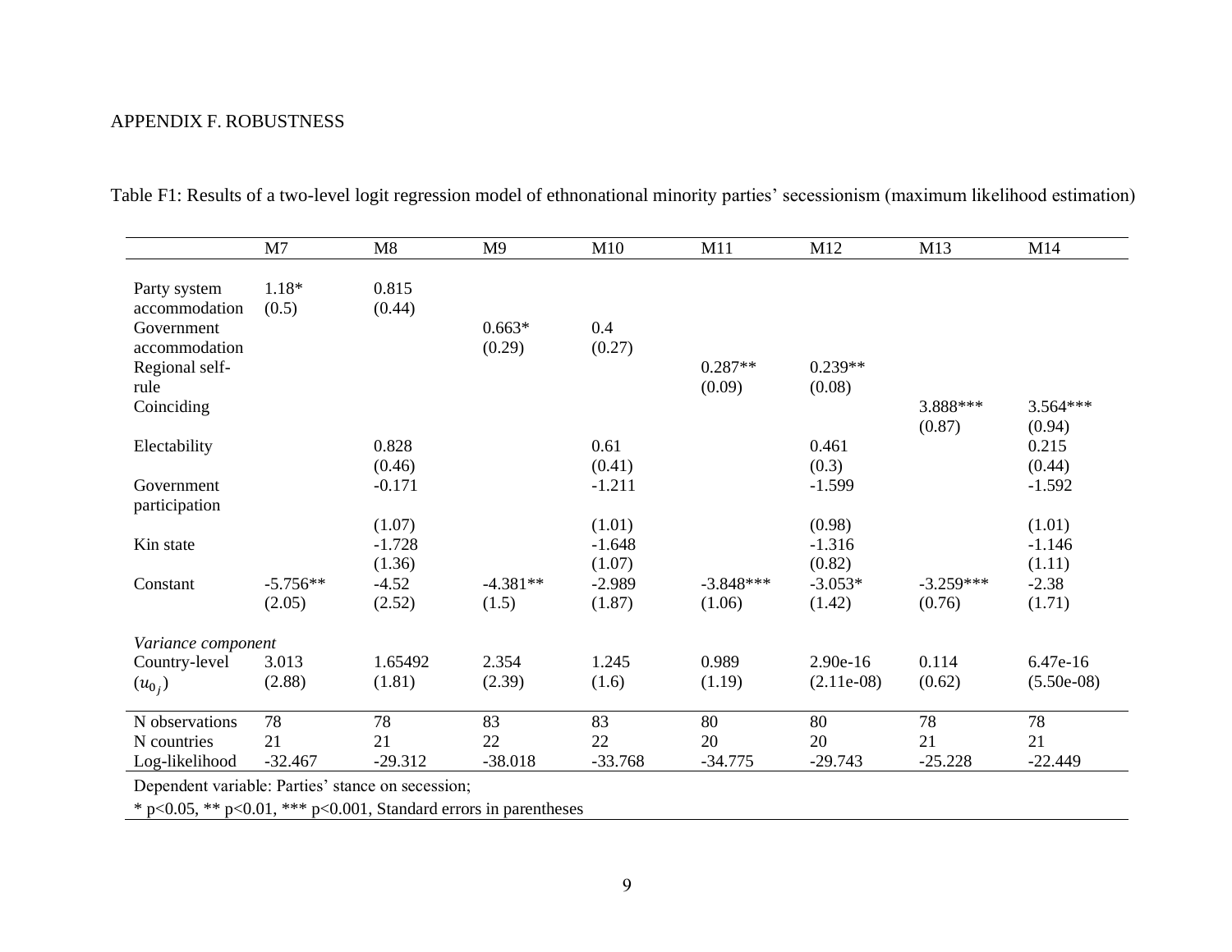APPENDIX F. ROBUSTNESS

Table F1: Results of a two-level logit regression model of ethnonational minority parties' secessionism (maximum likelihood estimation)

| | M7 | M8 | M9 | M10 | M11 | M12 | M13 | M14 |
|---|---|---|---|---|---|---|---|---|
| Party system accommodation | 1.18* | 0.815 | | | | | | |
| | (0.5) | (0.44) | | | | | | |
| Government accommodation | | | 0.663* | 0.4 | | | | |
| | | | (0.29) | (0.27) | | | | |
| Regional self-rule | | | | | 0.287** | 0.239** | | |
| | | | | | (0.09) | (0.08) | | |
| Coinciding | | | | | | | 3.888*** | 3.564*** |
| | | | | | | | (0.87) | (0.94) |
| Electability | | 0.828 | | 0.61 | | 0.461 | | 0.215 |
| | | (0.46) | | (0.41) | | (0.3) | | (0.44) |
| Government participation | | -0.171 | | -1.211 | | -1.599 | | -1.592 |
| | | (1.07) | | (1.01) | | (0.98) | | (1.01) |
| Kin state | | -1.728 | | -1.648 | | -1.316 | | -1.146 |
| | | (1.36) | | (1.07) | | (0.82) | | (1.11) |
| Constant | -5.756** | -4.52 | -4.381** | -2.989 | -3.848*** | -3.053* | -3.259*** | -2.38 |
| | (2.05) | (2.52) | (1.5) | (1.87) | (1.06) | (1.42) | (0.76) | (1.71) |
| *Variance component* | | | | | | | | |
| Country-level ($u_{0_j}$) | 3.013 | 1.65492 | 2.354 | 1.245 | 0.989 | 2.90e-16 | 0.114 | 6.47e-16 |
| | (2.88) | (1.81) | (2.39) | (1.6) | (1.19) | (2.11e-08) | (0.62) | (5.50e-08) |
| N observations | 78 | 78 | 83 | 83 | 80 | 80 | 78 | 78 |
| N countries | 21 | 21 | 22 | 22 | 20 | 20 | 21 | 21 |
| Log-likelihood | -32.467 | -29.312 | -38.018 | -33.768 | -34.775 | -29.743 | -25.228 | -22.449 |

Dependent variable: Parties' stance on secession;

* p<0.05, ** p<0.01, *** p<0.001, Standard errors in parentheses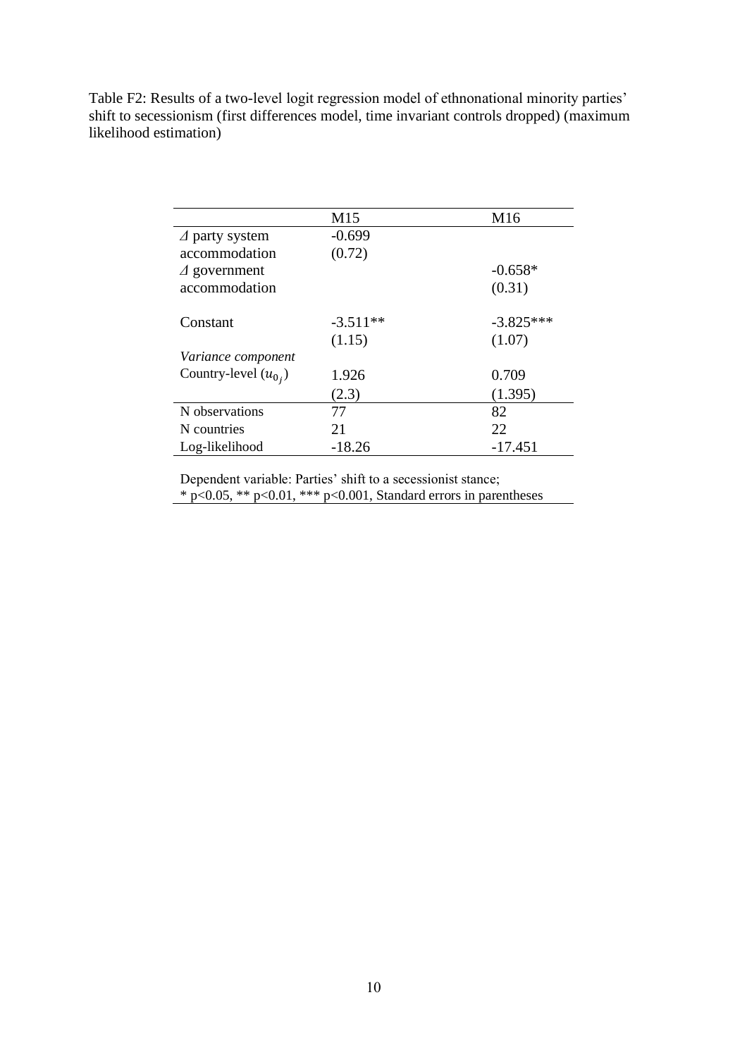Table F2: Results of a two-level logit regression model of ethnonational minority parties' shift to secessionism (first differences model, time invariant controls dropped) (maximum likelihood estimation)

| | M15 | M16 |
|---|---|---|
| *Δ* party system accommodation | -0.699 | |
| | (0.72) | |
| *Δ* government accommodation | | -0.658* |
| | | (0.31) |
| Constant | -3.511** | -3.825*** |
| | (1.15) | (1.07) |
| *Variance component* | | |
| Country-level ($u_{0_j}$) | 1.926 | 0.709 |
| | (2.3) | (1.395) |
| N observations | 77 | 82 |
| N countries | 21 | 22 |
| Log-likelihood | -18.26 | -17.451 |

Dependent variable: Parties' shift to a secessionist stance;
* $p<0.05$, ** $p<0.01$, *** $p<0.001$, Standard errors in parentheses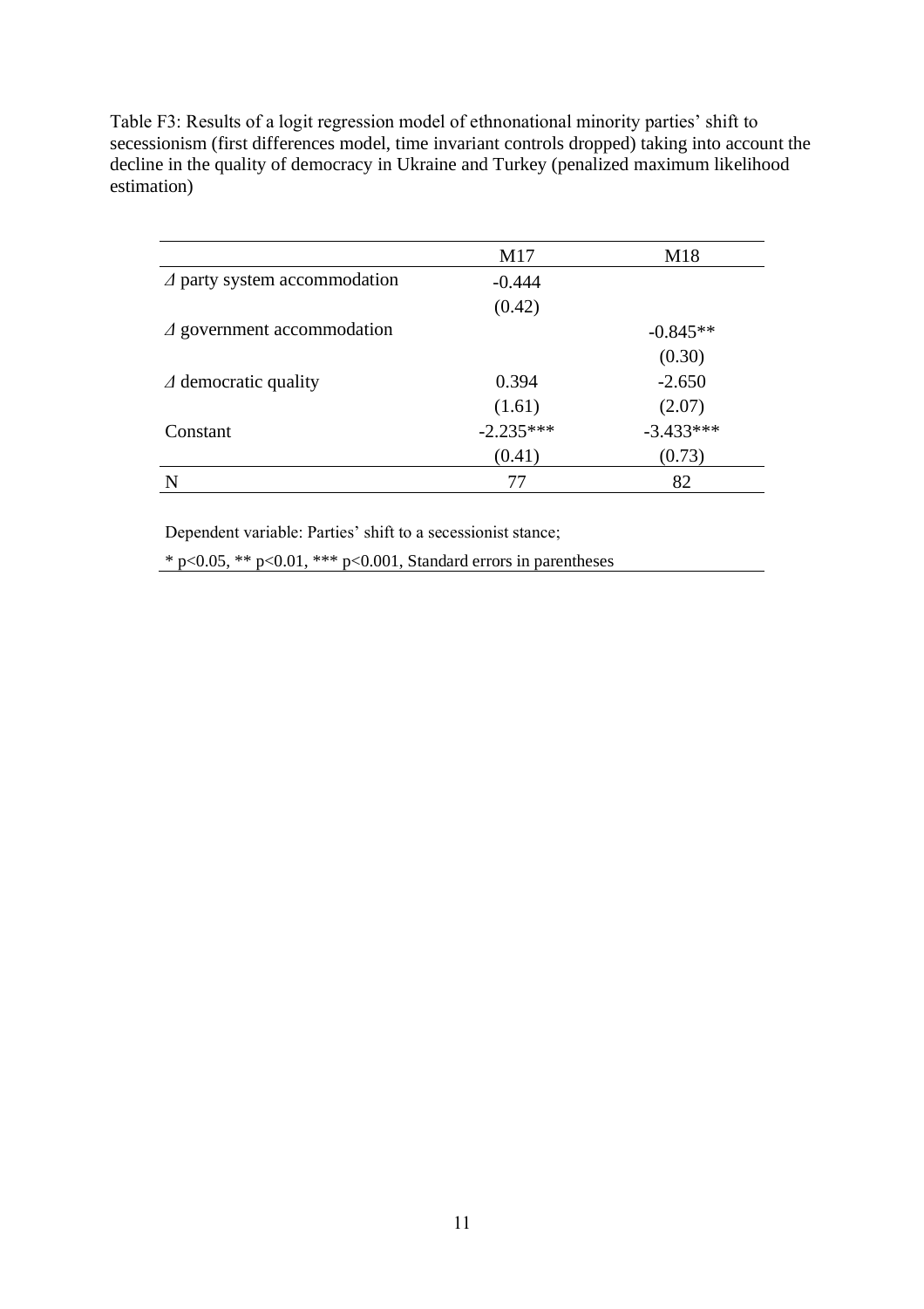Table F3: Results of a logit regression model of ethnonational minority parties' shift to secessionism (first differences model, time invariant controls dropped) taking into account the decline in the quality of democracy in Ukraine and Turkey (penalized maximum likelihood estimation)

| | M17 | M18 |
|---|---|---|
| *Δ* party system accommodation | -0.444 | |
| | (0.42) | |
| *Δ* government accommodation | | -0.845** |
| | | (0.30) |
| *Δ* democratic quality | 0.394 | -2.650 |
| | (1.61) | (2.07) |
| Constant | -2.235*** | -3.433*** |
| | (0.41) | (0.73) |
| N | 77 | 82 |

Dependent variable: Parties' shift to a secessionist stance;

* p<0.05, ** p<0.01, *** p<0.001, Standard errors in parentheses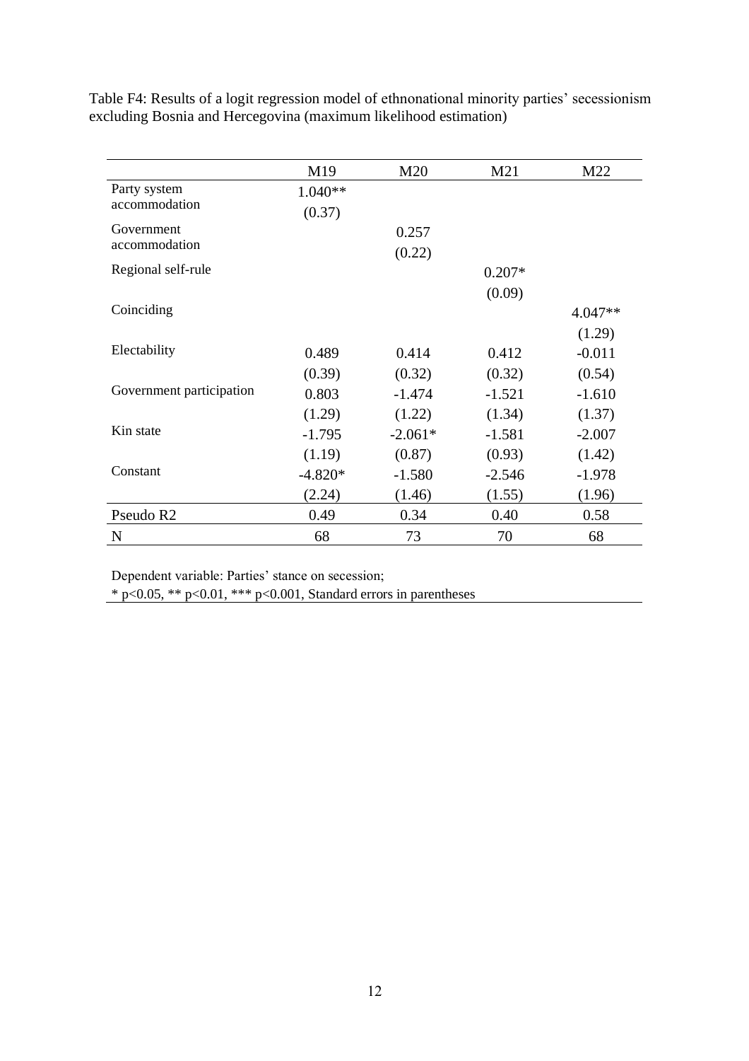Table F4: Results of a logit regression model of ethnonational minority parties' secessionism excluding Bosnia and Hercegovina (maximum likelihood estimation)

| | M19 | M20 | M21 | M22 |
|---|---|---|---|---|
| Party system accommodation | 1.040** | | | |
| | (0.37) | | | |
| Government accommodation | | 0.257 | | |
| | | (0.22) | | |
| Regional self-rule | | | 0.207* | |
| | | | (0.09) | |
| Coinciding | | | | 4.047** |
| | | | | (1.29) |
| Electability | 0.489 | 0.414 | 0.412 | -0.011 |
| | (0.39) | (0.32) | (0.32) | (0.54) |
| Government participation | 0.803 | -1.474 | -1.521 | -1.610 |
| | (1.29) | (1.22) | (1.34) | (1.37) |
| Kin state | -1.795 | -2.061* | -1.581 | -2.007 |
| | (1.19) | (0.87) | (0.93) | (1.42) |
| Constant | -4.820* | -1.580 | -2.546 | -1.978 |
| | (2.24) | (1.46) | (1.55) | (1.96) |
| Pseudo R2 | 0.49 | 0.34 | 0.40 | 0.58 |
| N | 68 | 73 | 70 | 68 |

Dependent variable: Parties' stance on secession;
* $p<0.05$, ** $p<0.01$, *** $p<0.001$, Standard errors in parentheses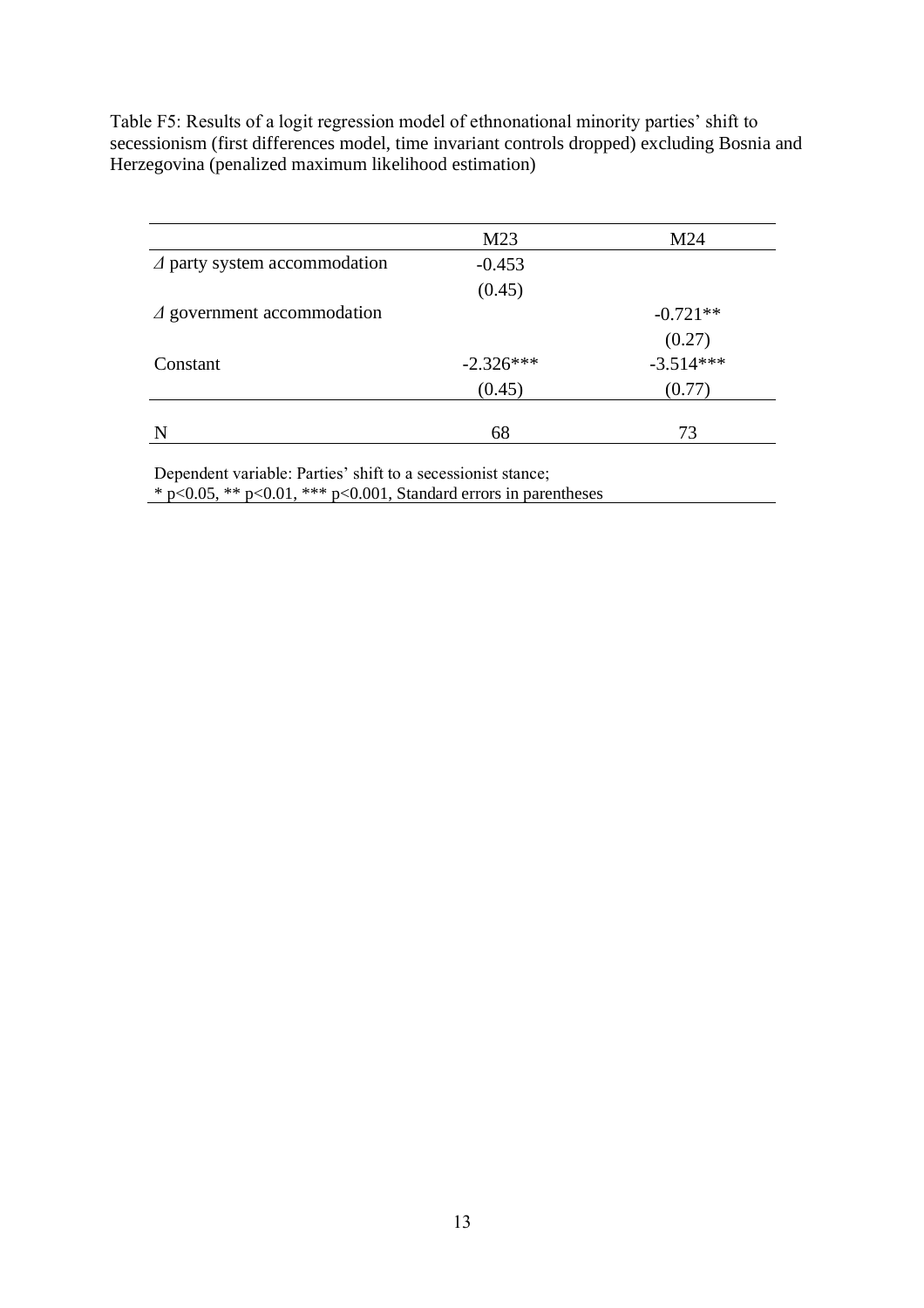Table F5: Results of a logit regression model of ethnonational minority parties' shift to secessionism (first differences model, time invariant controls dropped) excluding Bosnia and Herzegovina (penalized maximum likelihood estimation)

| | M23 | M24 |
|---|---|---|
| *Δ* party system accommodation | -0.453 | |
| | (0.45) | |
| *Δ* government accommodation | | -0.721** |
| | | (0.27) |
| Constant | -2.326*** | -3.514*** |
| | (0.45) | (0.77) |
| N | 68 | 73 |

Dependent variable: Parties' shift to a secessionist stance;
* p<0.05, ** p<0.01, *** p<0.001, Standard errors in parentheses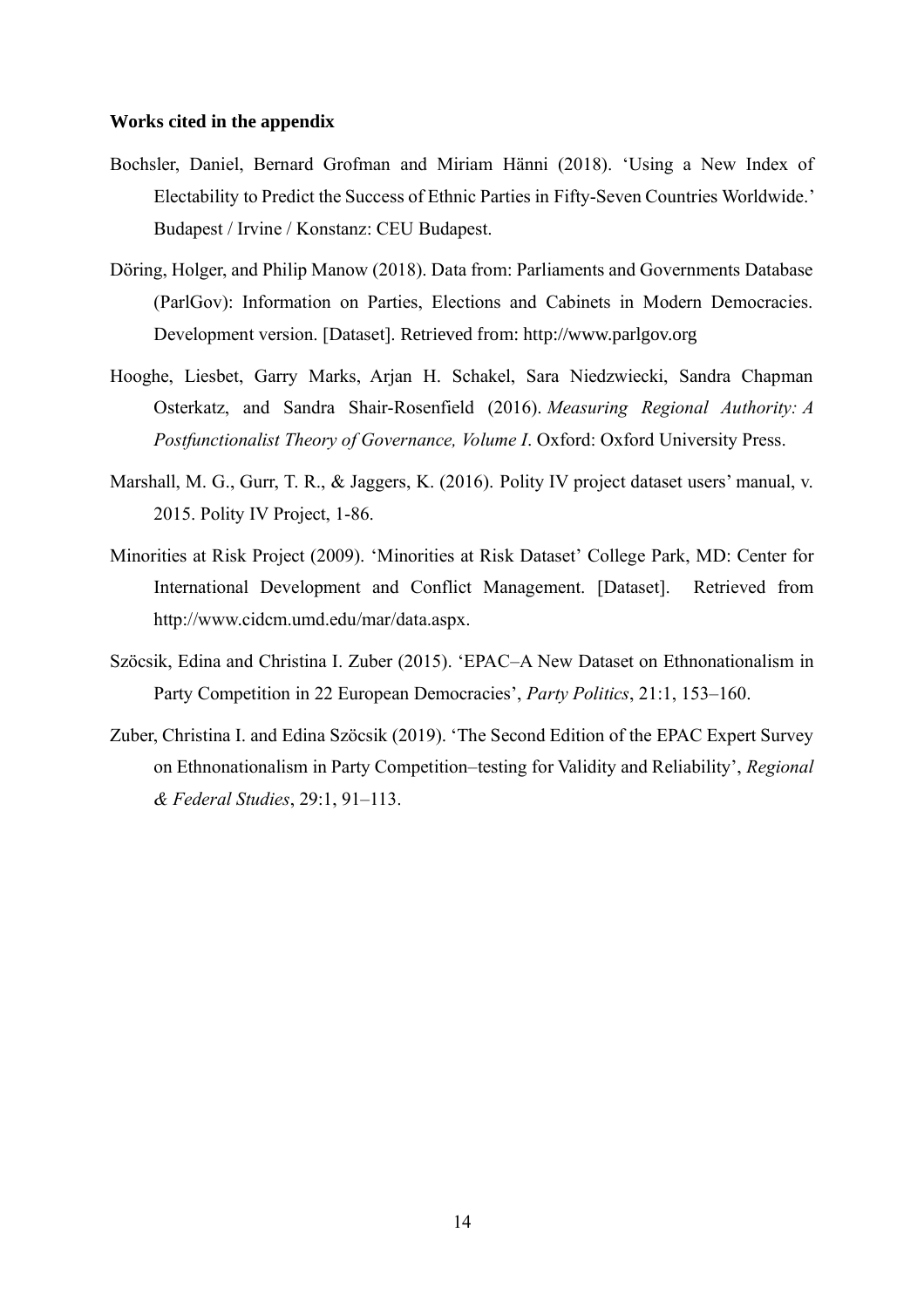**Works cited in the appendix**

Bochsler, Daniel, Bernard Grofman and Miriam Hänni (2018). 'Using a New Index of Electability to Predict the Success of Ethnic Parties in Fifty-Seven Countries Worldwide.' Budapest / Irvine / Konstanz: CEU Budapest.

Döring, Holger, and Philip Manow (2018). Data from: Parliaments and Governments Database (ParlGov): Information on Parties, Elections and Cabinets in Modern Democracies. Development version. [Dataset]. Retrieved from: http://www.parlgov.org

Hooghe, Liesbet, Garry Marks, Arjan H. Schakel, Sara Niedzwiecki, Sandra Chapman Osterkatz, and Sandra Shair-Rosenfield (2016). *Measuring Regional Authority: A Postfunctionalist Theory of Governance, Volume I*. Oxford: Oxford University Press.

Marshall, M. G., Gurr, T. R., & Jaggers, K. (2016). Polity IV project dataset users' manual, v. 2015. Polity IV Project, 1-86.

Minorities at Risk Project (2009). 'Minorities at Risk Dataset' College Park, MD: Center for International Development and Conflict Management. [Dataset]. Retrieved from http://www.cidcm.umd.edu/mar/data.aspx.

Szöcsik, Edina and Christina I. Zuber (2015). 'EPAC–A New Dataset on Ethnonationalism in Party Competition in 22 European Democracies', *Party Politics*, 21:1, 153–160.

Zuber, Christina I. and Edina Szöcsik (2019). 'The Second Edition of the EPAC Expert Survey on Ethnonationalism in Party Competition–testing for Validity and Reliability', *Regional & Federal Studies*, 29:1, 91–113.